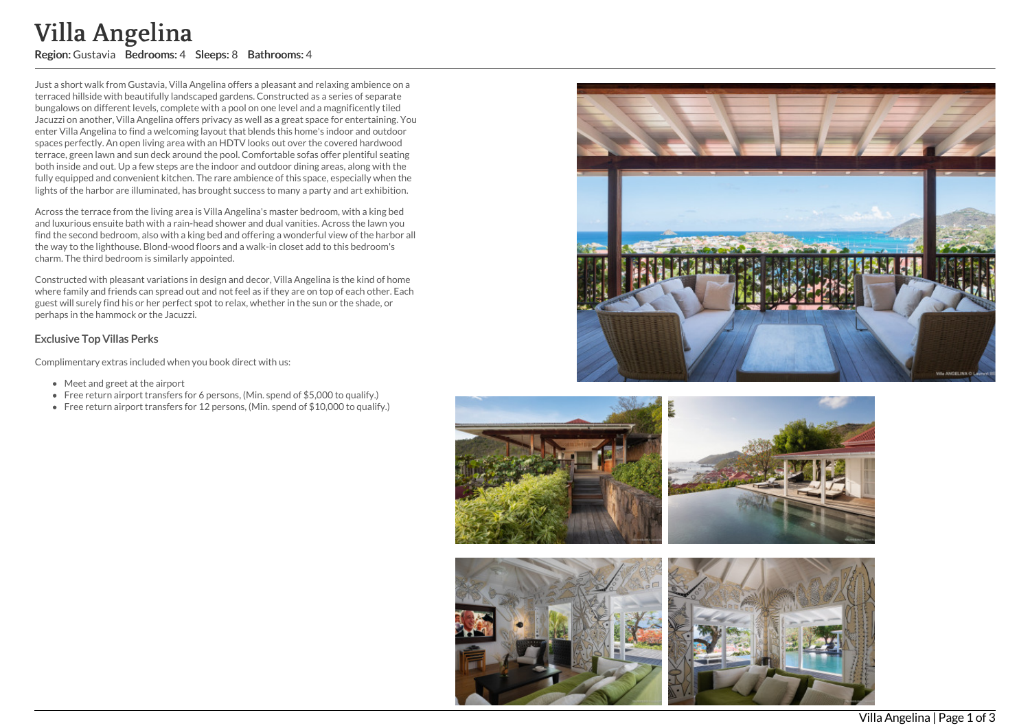# Villa Angelina

**Region:** Gustavia **Bedrooms:** 4 **Sleeps:** 8 **Bathrooms:** 4

Just a short walk from Gustavia, Villa Angelina offers a pleasant and relaxing ambience on a terraced hillside with beautifully landscaped gardens. Constructed as a series of separate bungalows on different levels, complete with a pool on one level and a magnificently tiled Jacuzzi on another, Villa Angelina offers privacy as well as a great space for entertaining. You enter Villa Angelina to find a welcoming layout that blends this home's indoor and outdoor spaces perfectly. An open living area with an HDTV looks out over the covered hardwood terrace, green lawn and sun deck around the pool. Comfortable sofas offer plentiful seating both inside and out. Up a few steps are the indoor and outdoor dining areas, along with the fully equipped and convenient kitchen. The rare ambience of this space, especially when the lights of the harbor are illuminated, has brought success to many a party and art exhibition.

Across the terrace from the living area is Villa Angelina's master bedroom, with a king bed and luxurious ensuite bath with a rain-head shower and dual vanities. Across the lawn you find the second bedroom, also with a king bed and offering a wonderful view of the harbor all the way to the lighthouse. Blond-wood floors and a walk-in closet add to this bedroom's charm. The third bedroom is similarly appointed.

Constructed with pleasant variations in design and decor, Villa Angelina is the kind of home where family and friends can spread out and not feel as if they are on top of each other. Each guest will surely find his or her perfect spot to relax, whether in the sun or the shade, or perhaps in the hammock or the Jacuzzi.

### Exclusive Top Villas Perks

Complimentary extras included when you book direct with us:

- Meet and greet at the airport
- Free return airport transfers for 6 persons, (Min. spend of $5,000 to qualify.)
- Free return airport transfers for 12 persons, (Min. spend of $10,000 to qualify.)